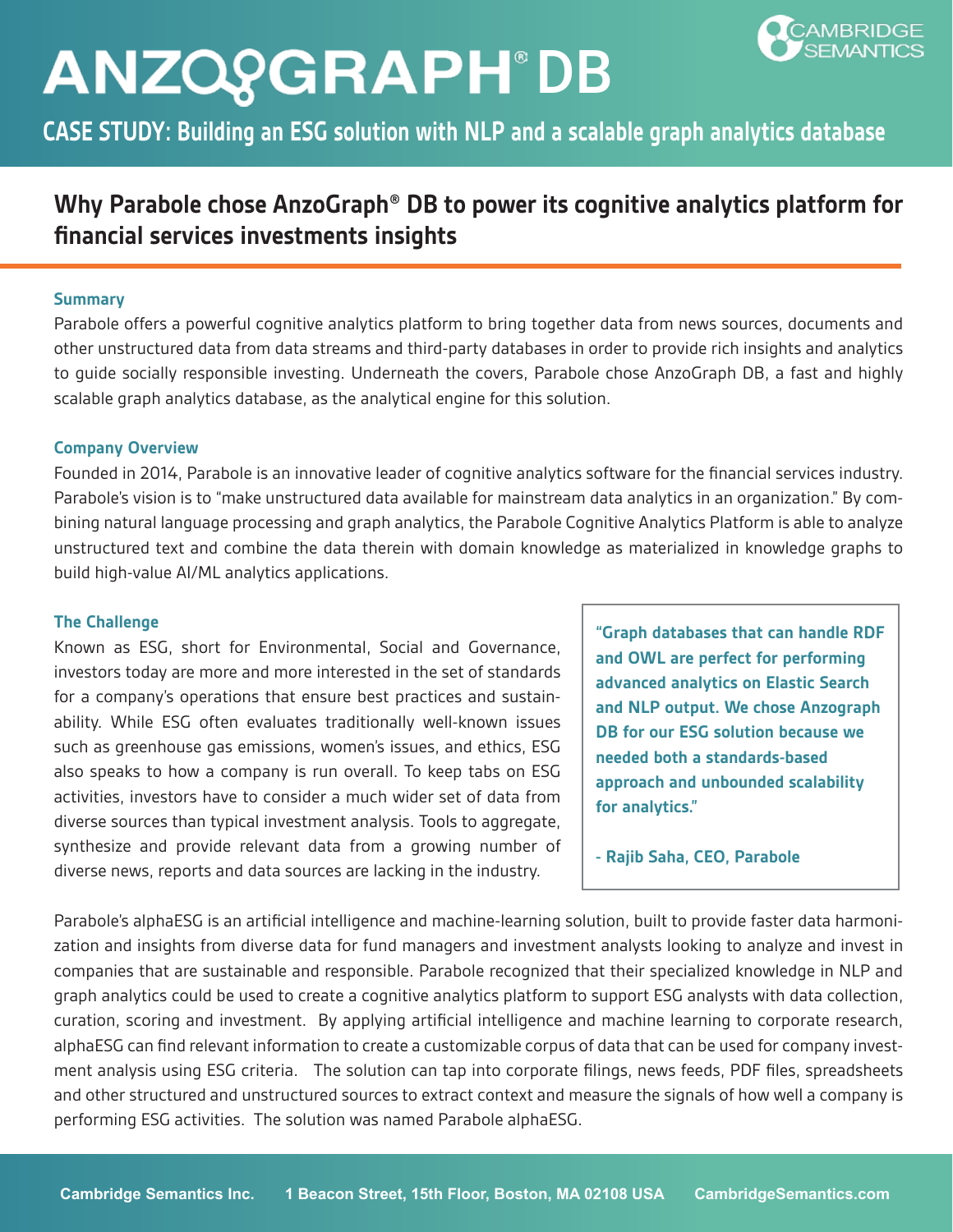# ANZOGRAPH® DB

## CASE STUDY: Building an ESG solution with NLP and a scalable graph analytics database

## Why Parabole chose AnzoGraph® DB to power its cognitive analytics platform for financial services investments insights

### Summary

Parabole offers a powerful cognitive analytics platform to bring together data from news sources, documents and other unstructured data from data streams and third-party databases in order to provide rich insights and analytics to guide socially responsible investing. Underneath the covers, Parabole chose AnzoGraph DB, a fast and highly scalable graph analytics database, as the analytical engine for this solution.

### Company Overview

Founded in 2014, Parabole is an innovative leader of cognitive analytics software for the financial services industry. Parabole's vision is to "make unstructured data available for mainstream data analytics in an organization." By combining natural language processing and graph analytics, the Parabole Cognitive Analytics Platform is able to analyze unstructured text and combine the data therein with domain knowledge as materialized in knowledge graphs to build high-value AI/ML analytics applications.

### The Challenge

Known as ESG, short for Environmental, Social and Governance, investors today are more and more interested in the set of standards for a company's operations that ensure best practices and sustainability. While ESG often evaluates traditionally well-known issues such as greenhouse gas emissions, women's issues, and ethics, ESG also speaks to how a company is run overall. To keep tabs on ESG activities, investors have to consider a much wider set of data from diverse sources than typical investment analysis. Tools to aggregate, synthesize and provide relevant data from a growing number of diverse news, reports and data sources are lacking in the industry.

> **"Graph databases that can handle RDF and OWL are perfect for performing advanced analytics on Elastic Search and NLP output. We chose Anzograph DB for our ESG solution because we needed both a standards-based approach and unbounded scalability for analytics."**
>
> **- Rajib Saha, CEO, Parabole**

Parabole's alphaESG is an artificial intelligence and machine-learning solution, built to provide faster data harmonization and insights from diverse data for fund managers and investment analysts looking to analyze and invest in companies that are sustainable and responsible. Parabole recognized that their specialized knowledge in NLP and graph analytics could be used to create a cognitive analytics platform to support ESG analysts with data collection, curation, scoring and investment. By applying artificial intelligence and machine learning to corporate research, alphaESG can find relevant information to create a customizable corpus of data that can be used for company investment analysis using ESG criteria. The solution can tap into corporate filings, news feeds, PDF files, spreadsheets and other structured and unstructured sources to extract context and measure the signals of how well a company is performing ESG activities. The solution was named Parabole alphaESG.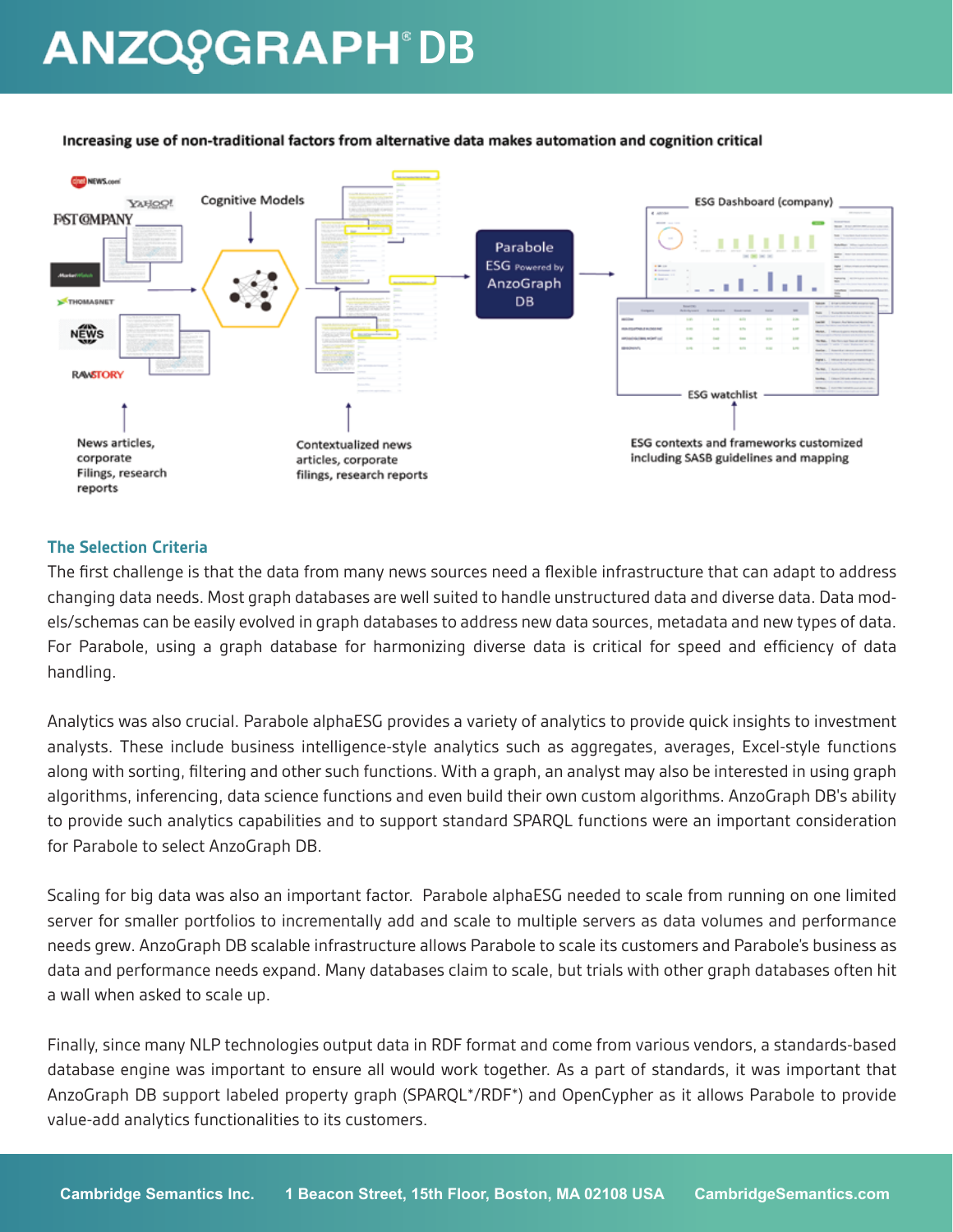Increasing use of non-traditional factors from alternative data makes automation and cognition critical

Cognitive Models

Parabole ESG Powered by AnzoGraph DB

ESG Dashboard (company)

ESG watchlist

News articles, corporate Filings, research reports

Contextualized news articles, corporate filings, research reports

ESG contexts and frameworks customized including SASB guidelines and mapping

## The Selection Criteria

The first challenge is that the data from many news sources need a flexible infrastructure that can adapt to address changing data needs. Most graph databases are well suited to handle unstructured data and diverse data. Data models/schemas can be easily evolved in graph databases to address new data sources, metadata and new types of data. For Parabole, using a graph database for harmonizing diverse data is critical for speed and efficiency of data handling.

Analytics was also crucial. Parabole alphaESG provides a variety of analytics to provide quick insights to investment analysts. These include business intelligence-style analytics such as aggregates, averages, Excel-style functions along with sorting, filtering and other such functions. With a graph, an analyst may also be interested in using graph algorithms, inferencing, data science functions and even build their own custom algorithms. AnzoGraph DB's ability to provide such analytics capabilities and to support standard SPARQL functions were an important consideration for Parabole to select AnzoGraph DB.

Scaling for big data was also an important factor. Parabole alphaESG needed to scale from running on one limited server for smaller portfolios to incrementally add and scale to multiple servers as data volumes and performance needs grew. AnzoGraph DB scalable infrastructure allows Parabole to scale its customers and Parabole's business as data and performance needs expand. Many databases claim to scale, but trials with other graph databases often hit a wall when asked to scale up.

Finally, since many NLP technologies output data in RDF format and come from various vendors, a standards-based database engine was important to ensure all would work together. As a part of standards, it was important that AnzoGraph DB support labeled property graph (SPARQL*/RDF*) and OpenCypher as it allows Parabole to provide value-add analytics functionalities to its customers.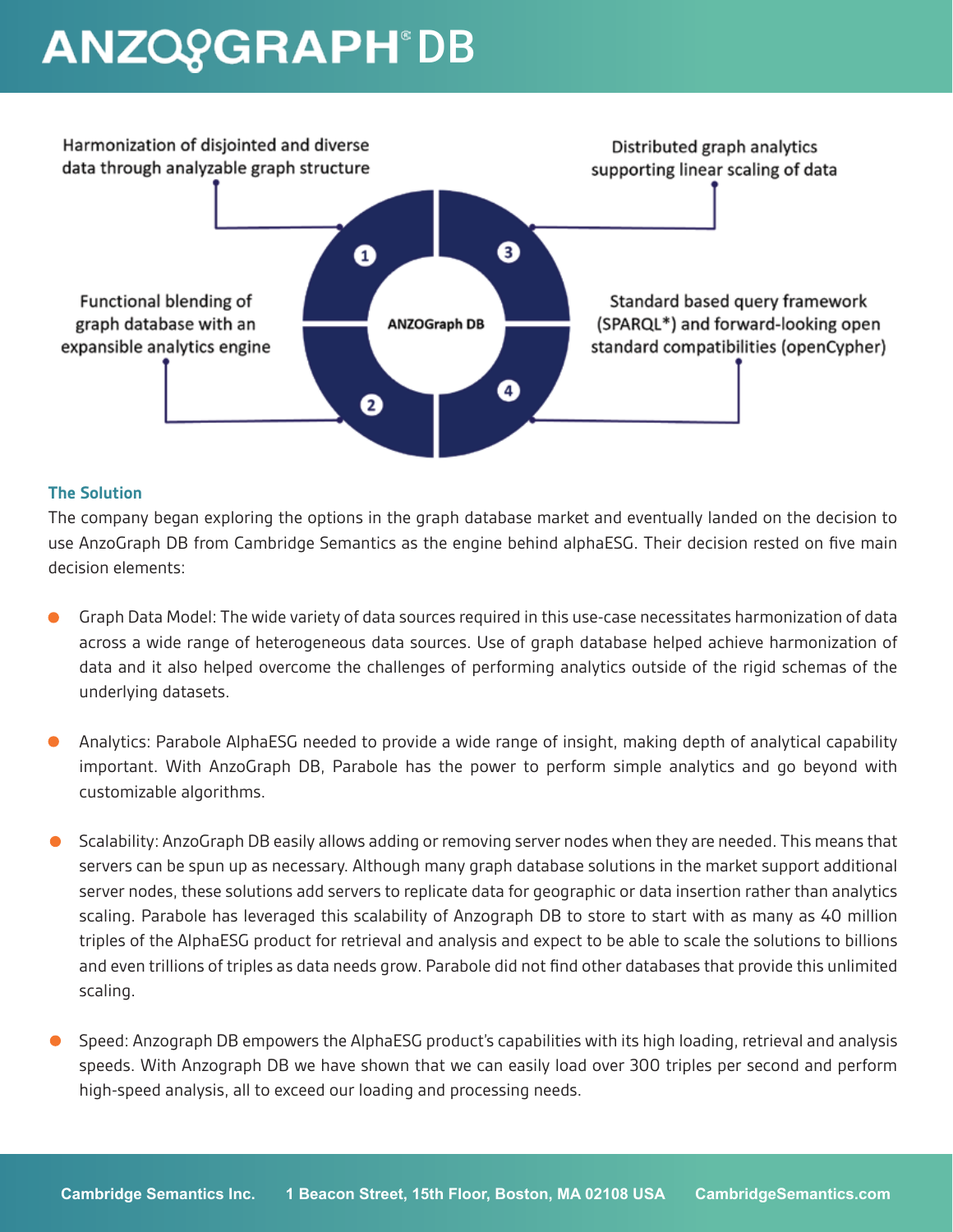# ANZOGRAPH® DB

Harmonization of disjointed and diverse data through analyzable graph structure

Distributed graph analytics supporting linear scaling of data

Functional blending of graph database with an expansible analytics engine

ANZOGraph DB

Standard based query framework (SPARQL*) and forward-looking open standard compatibilities (openCypher)

1. Harmonization of disjointed and diverse data through analyzable graph structure
2. Functional blending of graph database with an expansible analytics engine
3. Distributed graph analytics supporting linear scaling of data
4. Standard based query framework (SPARQL*) and forward-looking open standard compatibilities (openCypher)

### The Solution

The company began exploring the options in the graph database market and eventually landed on the decision to use AnzoGraph DB from Cambridge Semantics as the engine behind alphaESG. Their decision rested on five main decision elements:

- Graph Data Model: The wide variety of data sources required in this use-case necessitates harmonization of data across a wide range of heterogeneous data sources. Use of graph database helped achieve harmonization of data and it also helped overcome the challenges of performing analytics outside of the rigid schemas of the underlying datasets.

- Analytics: Parabole AlphaESG needed to provide a wide range of insight, making depth of analytical capability important. With AnzoGraph DB, Parabole has the power to perform simple analytics and go beyond with customizable algorithms.

- Scalability: AnzoGraph DB easily allows adding or removing server nodes when they are needed. This means that servers can be spun up as necessary. Although many graph database solutions in the market support additional server nodes, these solutions add servers to replicate data for geographic or data insertion rather than analytics scaling. Parabole has leveraged this scalability of Anzograph DB to store to start with as many as 40 million triples of the AlphaESG product for retrieval and analysis and expect to be able to scale the solutions to billions and even trillions of triples as data needs grow. Parabole did not find other databases that provide this unlimited scaling.

- Speed: Anzograph DB empowers the AlphaESG product's capabilities with its high loading, retrieval and analysis speeds. With Anzograph DB we have shown that we can easily load over 300 triples per second and perform high-speed analysis, all to exceed our loading and processing needs.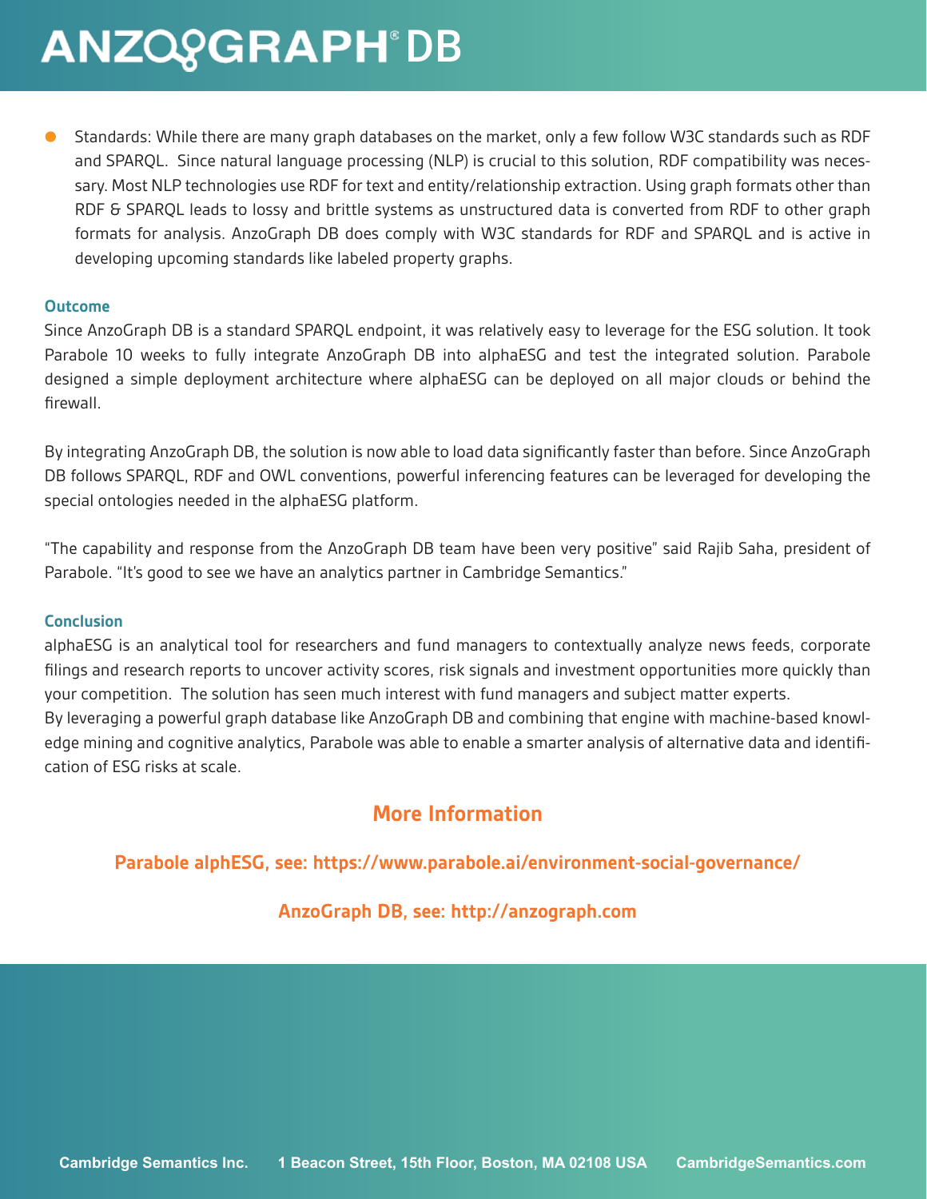- Standards: While there are many graph databases on the market, only a few follow W3C standards such as RDF and SPARQL. Since natural language processing (NLP) is crucial to this solution, RDF compatibility was necessary. Most NLP technologies use RDF for text and entity/relationship extraction. Using graph formats other than RDF & SPARQL leads to lossy and brittle systems as unstructured data is converted from RDF to other graph formats for analysis. AnzoGraph DB does comply with W3C standards for RDF and SPARQL and is active in developing upcoming standards like labeled property graphs.

### Outcome

Since AnzoGraph DB is a standard SPARQL endpoint, it was relatively easy to leverage for the ESG solution. It took Parabole 10 weeks to fully integrate AnzoGraph DB into alphaESG and test the integrated solution. Parabole designed a simple deployment architecture where alphaESG can be deployed on all major clouds or behind the firewall.

By integrating AnzoGraph DB, the solution is now able to load data significantly faster than before. Since AnzoGraph DB follows SPARQL, RDF and OWL conventions, powerful inferencing features can be leveraged for developing the special ontologies needed in the alphaESG platform.

"The capability and response from the AnzoGraph DB team have been very positive" said Rajib Saha, president of Parabole. "It's good to see we have an analytics partner in Cambridge Semantics."

### Conclusion

alphaESG is an analytical tool for researchers and fund managers to contextually analyze news feeds, corporate filings and research reports to uncover activity scores, risk signals and investment opportunities more quickly than your competition. The solution has seen much interest with fund managers and subject matter experts.
By leveraging a powerful graph database like AnzoGraph DB and combining that engine with machine-based knowledge mining and cognitive analytics, Parabole was able to enable a smarter analysis of alternative data and identification of ESG risks at scale.

## More Information

**Parabole alphESG, see: https://www.parabole.ai/environment-social-governance/**

**AnzoGraph DB, see: http://anzograph.com**

Cambridge Semantics Inc. 1 Beacon Street, 15th Floor, Boston, MA 02108 USA CambridgeSemantics.com